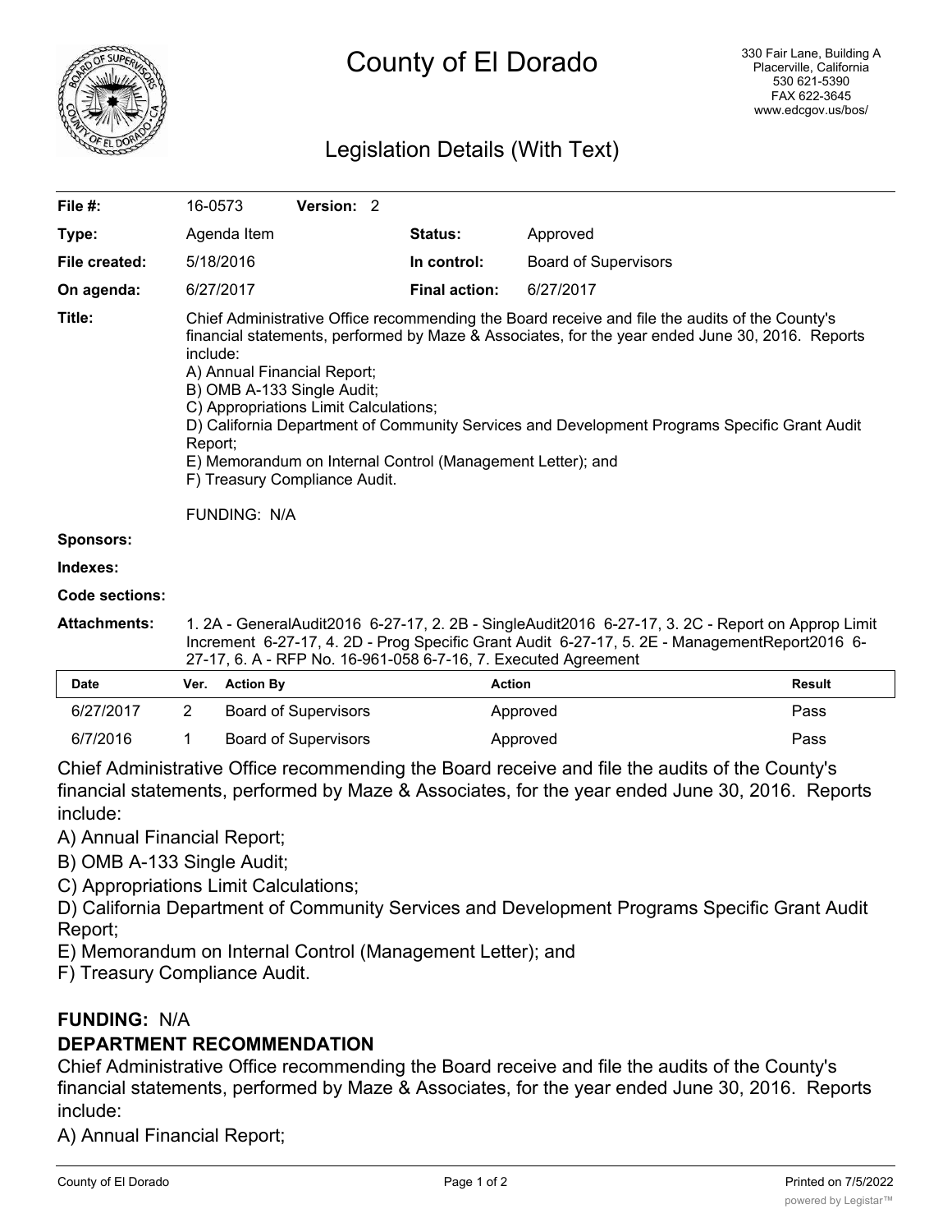# County of El Dorado

330 Fair Lane, Building A
Placerville, California
530 621-5390
FAX 622-3645
www.edcgov.us/bos/

## Legislation Details (With Text)

| | | | |
|---|---|---|---|
| **File #:** | 16-0573 **Version:** 2 | | |
| **Type:** | Agenda Item | **Status:** | Approved |
| **File created:** | 5/18/2016 | **In control:** | Board of Supervisors |
| **On agenda:** | 6/27/2017 | **Final action:** | 6/27/2017 |

**Title:** Chief Administrative Office recommending the Board receive and file the audits of the County's financial statements, performed by Maze & Associates, for the year ended June 30, 2016. Reports include:
A) Annual Financial Report;
B) OMB A-133 Single Audit;
C) Appropriations Limit Calculations;
D) California Department of Community Services and Development Programs Specific Grant Audit Report;
E) Memorandum on Internal Control (Management Letter); and
F) Treasury Compliance Audit.

FUNDING: N/A

**Sponsors:**

**Indexes:**

**Code sections:**

**Attachments:** 1. 2A - GeneralAudit2016 6-27-17, 2. 2B - SingleAudit2016 6-27-17, 3. 2C - Report on Approp Limit Increment 6-27-17, 4. 2D - Prog Specific Grant Audit 6-27-17, 5. 2E - ManagementReport2016 6-27-17, 6. A - RFP No. 16-961-058 6-7-16, 7. Executed Agreement

| Date | Ver. | Action By | Action | Result |
|---|---|---|---|---|
| 6/27/2017 | 2 | Board of Supervisors | Approved | Pass |
| 6/7/2016 | 1 | Board of Supervisors | Approved | Pass |

Chief Administrative Office recommending the Board receive and file the audits of the County's financial statements, performed by Maze & Associates, for the year ended June 30, 2016. Reports include:

A) Annual Financial Report;

B) OMB A-133 Single Audit;

C) Appropriations Limit Calculations;

D) California Department of Community Services and Development Programs Specific Grant Audit Report;

E) Memorandum on Internal Control (Management Letter); and

F) Treasury Compliance Audit.

**FUNDING:** N/A

**DEPARTMENT RECOMMENDATION**

Chief Administrative Office recommending the Board receive and file the audits of the County's financial statements, performed by Maze & Associates, for the year ended June 30, 2016. Reports include:

A) Annual Financial Report;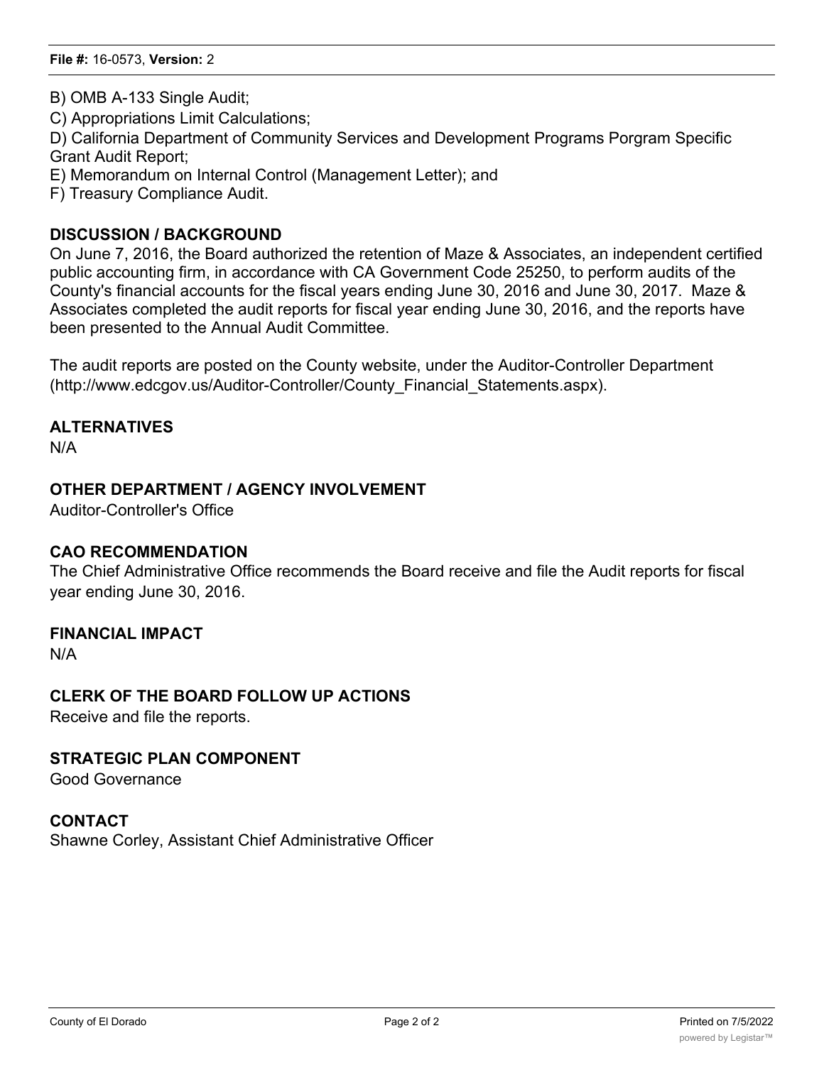B) OMB A-133 Single Audit;

C) Appropriations Limit Calculations;

D) California Department of Community Services and Development Programs Porgram Specific Grant Audit Report;

E) Memorandum on Internal Control (Management Letter); and

F) Treasury Compliance Audit.

## DISCUSSION / BACKGROUND

On June 7, 2016, the Board authorized the retention of Maze & Associates, an independent certified public accounting firm, in accordance with CA Government Code 25250, to perform audits of the County's financial accounts for the fiscal years ending June 30, 2016 and June 30, 2017. Maze & Associates completed the audit reports for fiscal year ending June 30, 2016, and the reports have been presented to the Annual Audit Committee.

The audit reports are posted on the County website, under the Auditor-Controller Department (http://www.edcgov.us/Auditor-Controller/County_Financial_Statements.aspx).

## ALTERNATIVES

N/A

## OTHER DEPARTMENT / AGENCY INVOLVEMENT

Auditor-Controller's Office

## CAO RECOMMENDATION

The Chief Administrative Office recommends the Board receive and file the Audit reports for fiscal year ending June 30, 2016.

## FINANCIAL IMPACT

N/A

## CLERK OF THE BOARD FOLLOW UP ACTIONS

Receive and file the reports.

## STRATEGIC PLAN COMPONENT

Good Governance

## CONTACT

Shawne Corley, Assistant Chief Administrative Officer